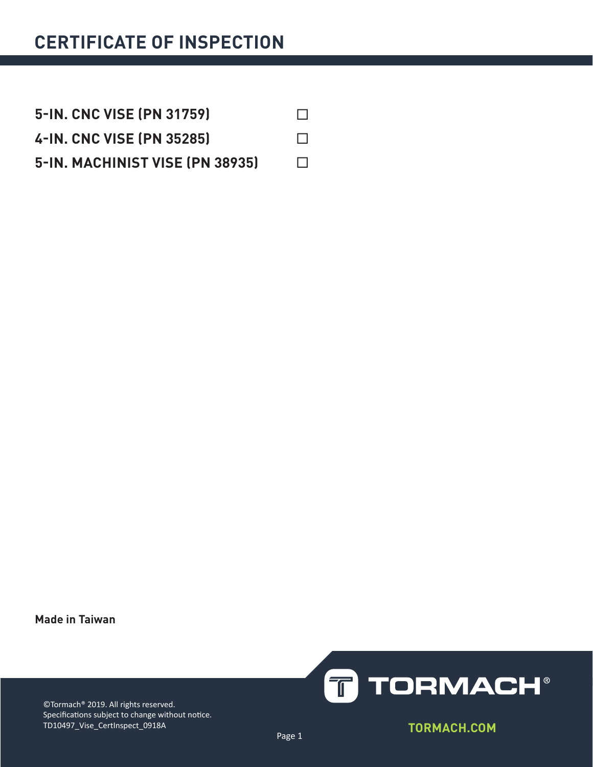# CERTIFICATE OF INSPECTION

**5-IN. CNC VISE (PN 31759)** ☐

**4-IN. CNC VISE (PN 35285)** ☐

**5-IN. MACHINIST VISE (PN 38935)** ☐

**Made in Taiwan**

©Tormach® 2019. All rights reserved.
Specifications subject to change without notice.
TD10497_Vise_CertInspect_0918A

TORMACH®

TORMACH.COM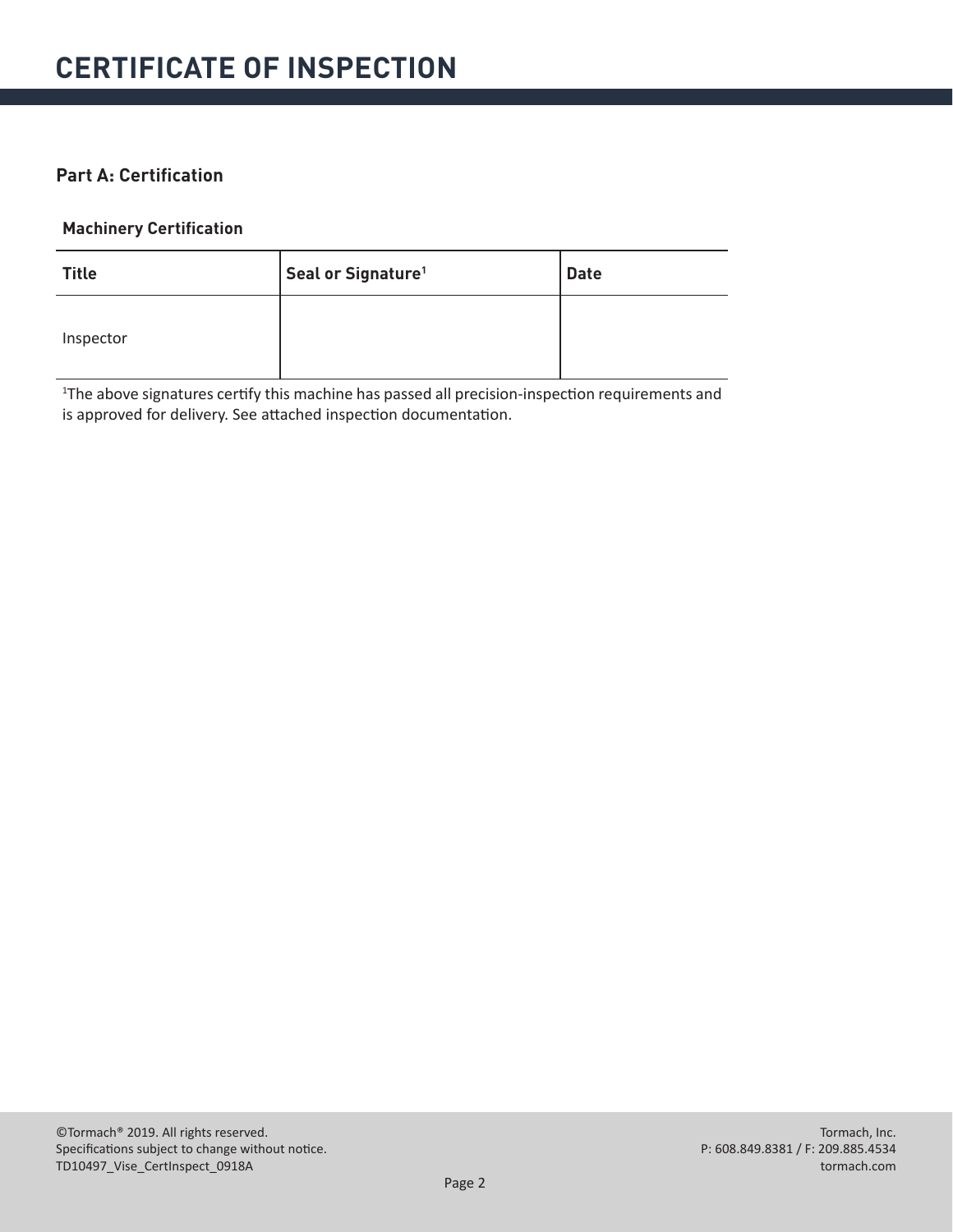# CERTIFICATE OF INSPECTION

## Part A: Certification

### Machinery Certification

| Title | Seal or Signature[1] | Date |
| --- | --- | --- |
| Inspector | | |

[1]The above signatures certify this machine has passed all precision-inspection requirements and is approved for delivery. See attached inspection documentation.

©Tormach® 2019. All rights reserved.
Specifications subject to change without notice.
TD10497_Vise_CertInspect_0918A

Tormach, Inc.
P: 608.849.8381 / F: 209.885.4534
tormach.com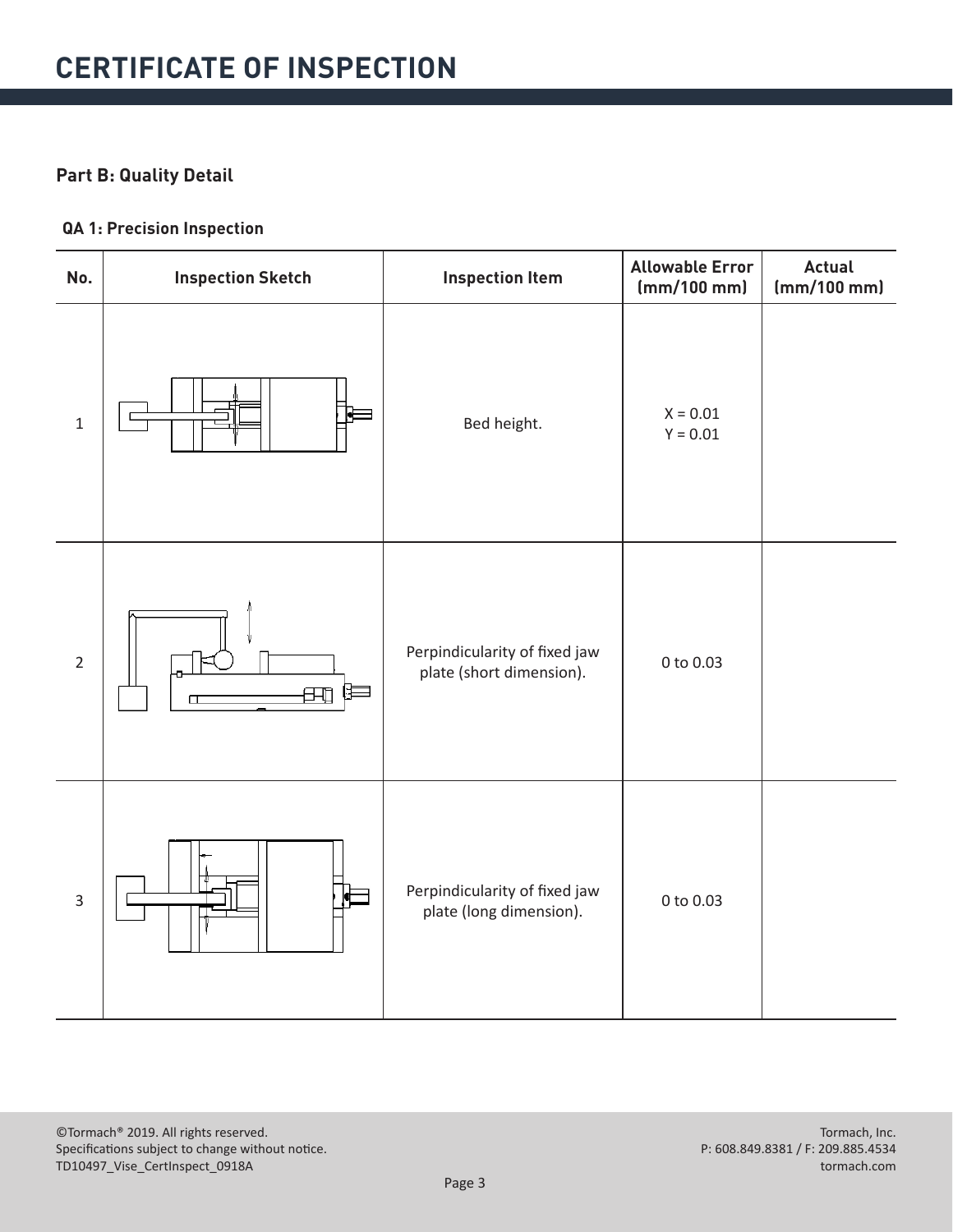# CERTIFICATE OF INSPECTION

## Part B: Quality Detail

### QA 1: Precision Inspection

| No. | Inspection Sketch | Inspection Item | Allowable Error (mm/100 mm) | Actual (mm/100 mm) |
|---|---|---|---|---|
| 1 | | Bed height. | X = 0.01<br>Y = 0.01 | |
| 2 | | Perpindicularity of fixed jaw plate (short dimension). | 0 to 0.03 | |
| 3 | | Perpindicularity of fixed jaw plate (long dimension). | 0 to 0.03 | |

©Tormach® 2019. All rights reserved.
Specifications subject to change without notice.
TD10497_Vise_CertInspect_0918A

Tormach, Inc.
P: 608.849.8381 / F: 209.885.4534
tormach.com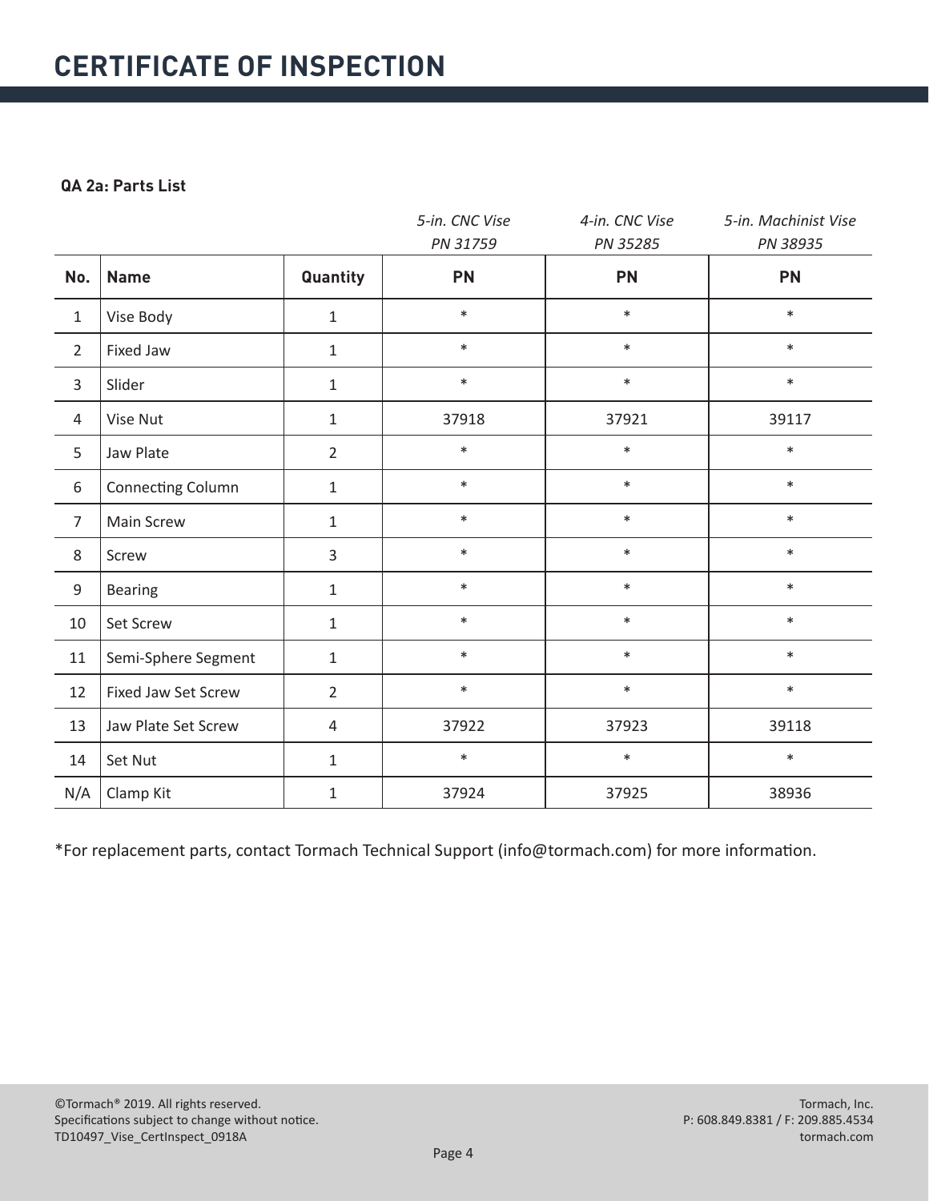# CERTIFICATE OF INSPECTION

**QA 2a: Parts List**

| | | | *5-in. CNC Vise PN 31759* | *4-in. CNC Vise PN 35285* | *5-in. Machinist Vise PN 38935* |
|---|---|---|---|---|---|
| **No.** | **Name** | **Quantity** | **PN** | **PN** | **PN** |
| 1 | Vise Body | 1 | * | * | * |
| 2 | Fixed Jaw | 1 | * | * | * |
| 3 | Slider | 1 | * | * | * |
| 4 | Vise Nut | 1 | 37918 | 37921 | 39117 |
| 5 | Jaw Plate | 2 | * | * | * |
| 6 | Connecting Column | 1 | * | * | * |
| 7 | Main Screw | 1 | * | * | * |
| 8 | Screw | 3 | * | * | * |
| 9 | Bearing | 1 | * | * | * |
| 10 | Set Screw | 1 | * | * | * |
| 11 | Semi-Sphere Segment | 1 | * | * | * |
| 12 | Fixed Jaw Set Screw | 2 | * | * | * |
| 13 | Jaw Plate Set Screw | 4 | 37922 | 37923 | 39118 |
| 14 | Set Nut | 1 | * | * | * |
| N/A | Clamp Kit | 1 | 37924 | 37925 | 38936 |

*For replacement parts, contact Tormach Technical Support (info@tormach.com) for more information.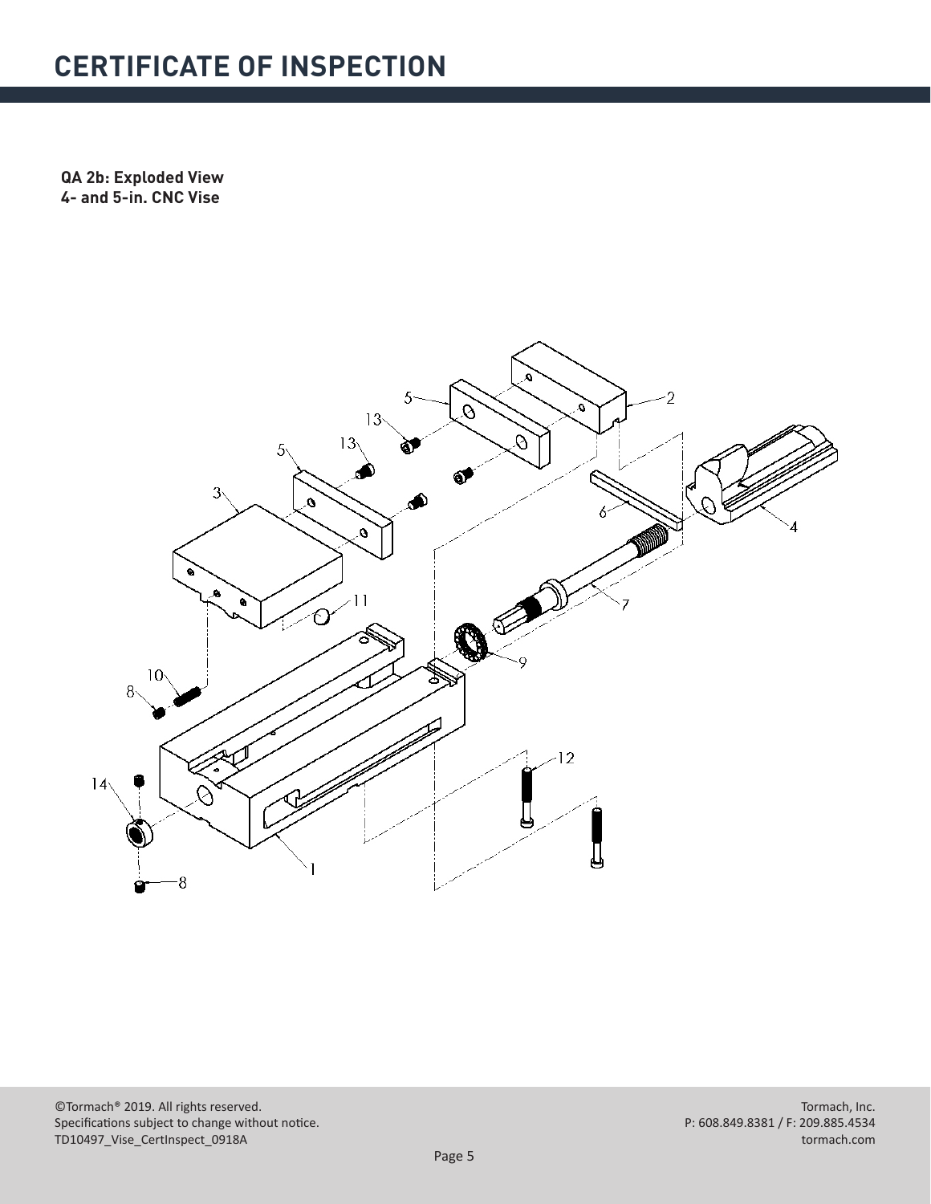# CERTIFICATE OF INSPECTION

**QA 2b: Exploded View**
**4- and 5-in. CNC Vise**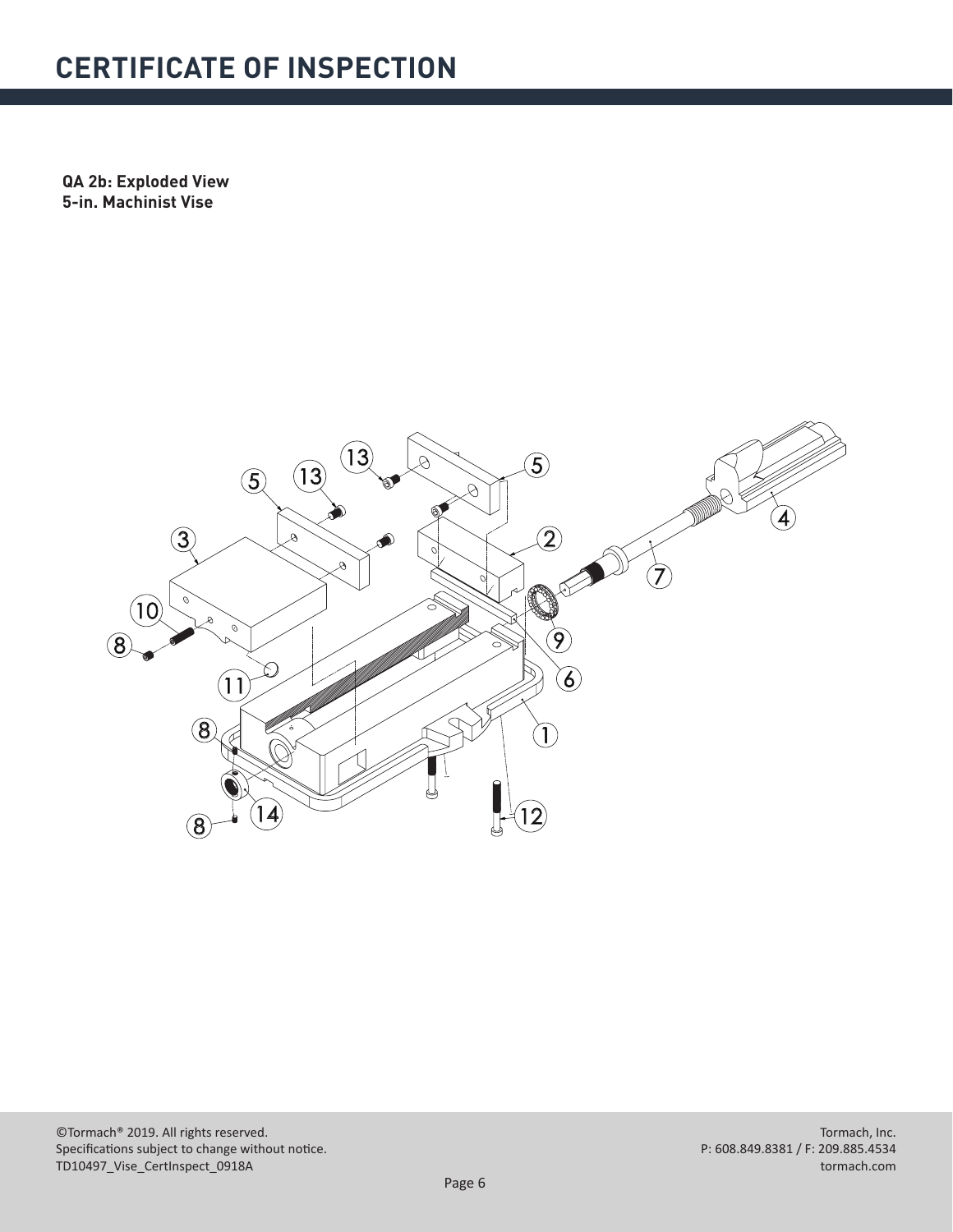# CERTIFICATE OF INSPECTION

**QA 2b: Exploded View**
**5-in. Machinist Vise**

13
5
13
5
3
2
4
7
10
9
8
11
6
8
1
14
12
8

©Tormach® 2019. All rights reserved.
Specifications subject to change without notice.
TD10497_Vise_CertInspect_0918A

Tormach, Inc.
P: 608.849.8381 / F: 209.885.4534
tormach.com